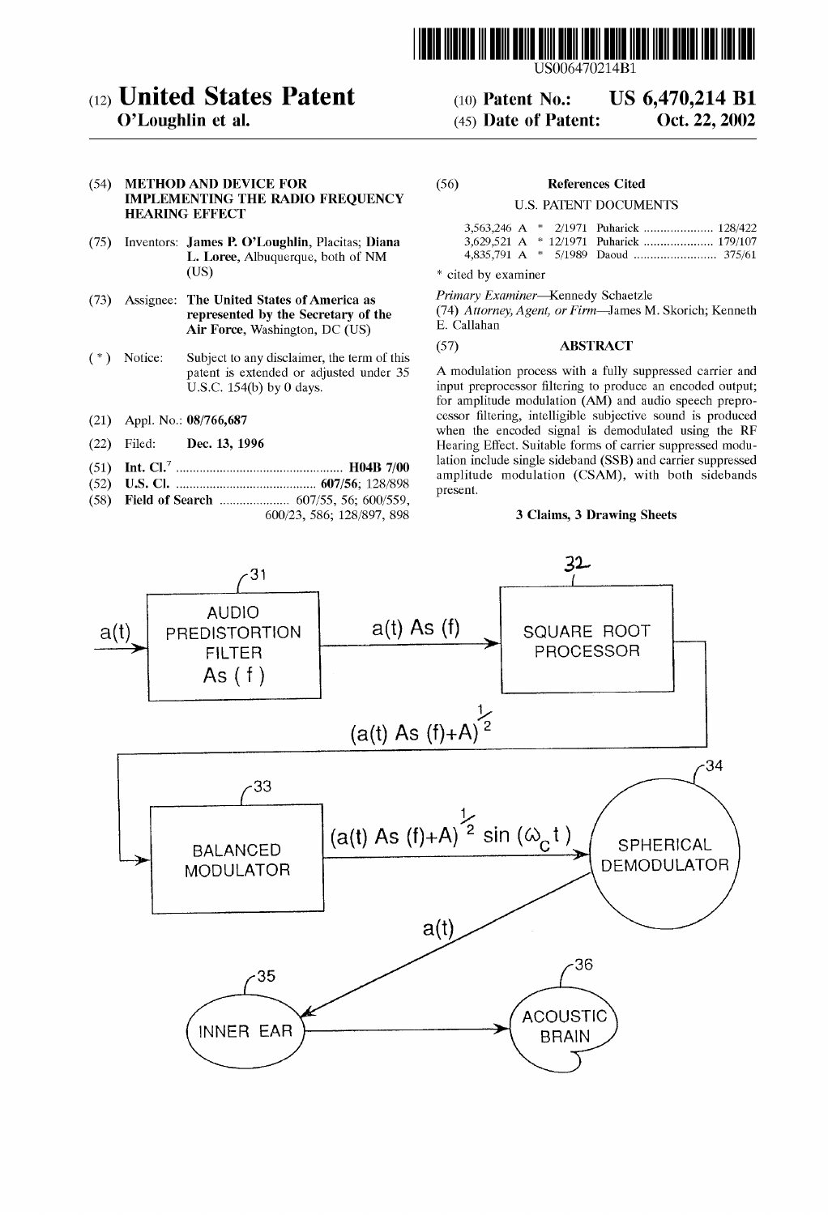# United States Patent

**O'Loughlin et al.**

(10) **Patent No.: US 6,470,214 B1**

(45) **Date of Patent: Oct. 22, 2002**

(54) **METHOD AND DEVICE FOR IMPLEMENTING THE RADIO FREQUENCY HEARING EFFECT**

(75) Inventors: **James P. O'Loughlin**, Placitas; **Diana L. Loree**, Albuquerque, both of NM (US)

(73) Assignee: **The United States of America as represented by the Secretary of the Air Force**, Washington, DC (US)

(*) Notice: Subject to any disclaimer, the term of this patent is extended or adjusted under 35 U.S.C. 154(b) by 0 days.

(21) Appl. No.: **08/766,687**

(22) Filed: **Dec. 13, 1996**

(51) **Int. Cl.**[7] .................................................. **H04B 7/00**

(52) **U.S. Cl.** .......................................... **607/56**; 128/898

(58) **Field of Search** ..................... 607/55, 56; 600/559, 600/23, 586; 128/897, 898

(56) **References Cited**

U.S. PATENT DOCUMENTS

| | | | | |
|---|---|---|---|---|
| 3,563,246 A | * | 2/1971 | Puharick | 128/422 |
| 3,629,521 A | * | 12/1971 | Puharick | 179/107 |
| 4,835,791 A | * | 5/1989 | Daoud | 375/61 |

\* cited by examiner

*Primary Examiner*—Kennedy Schaetzle

(74) *Attorney, Agent, or Firm*—James M. Skorich; Kenneth E. Callahan

(57) **ABSTRACT**

A modulation process with a fully suppressed carrier and input preprocessor filtering to produce an encoded output; for amplitude modulation (AM) and audio speech preprocessor filtering, intelligible subjective sound is produced when the encoded signal is demodulated using the RF Hearing Effect. Suitable forms of carrier suppressed modulation include single sideband (SSB) and carrier suppressed amplitude modulation (CSAM), with both sidebands present.

**3 Claims, 3 Drawing Sheets**

$a(t)$ → AUDIO PREDISTORTION FILTER $As(f)$ (31) → $a(t)\,As(f)$ → SQUARE ROOT PROCESSOR (32) → $(a(t)\,As(f)+A)^{\frac{1}{2}}$ → BALANCED MODULATOR (33) → $(a(t)\,As(f)+A)^{\frac{1}{2}}\sin(\omega_c t)$ → SPHERICAL DEMODULATOR (34) → $a(t)$ → INNER EAR (35) → ACOUSTIC BRAIN (36)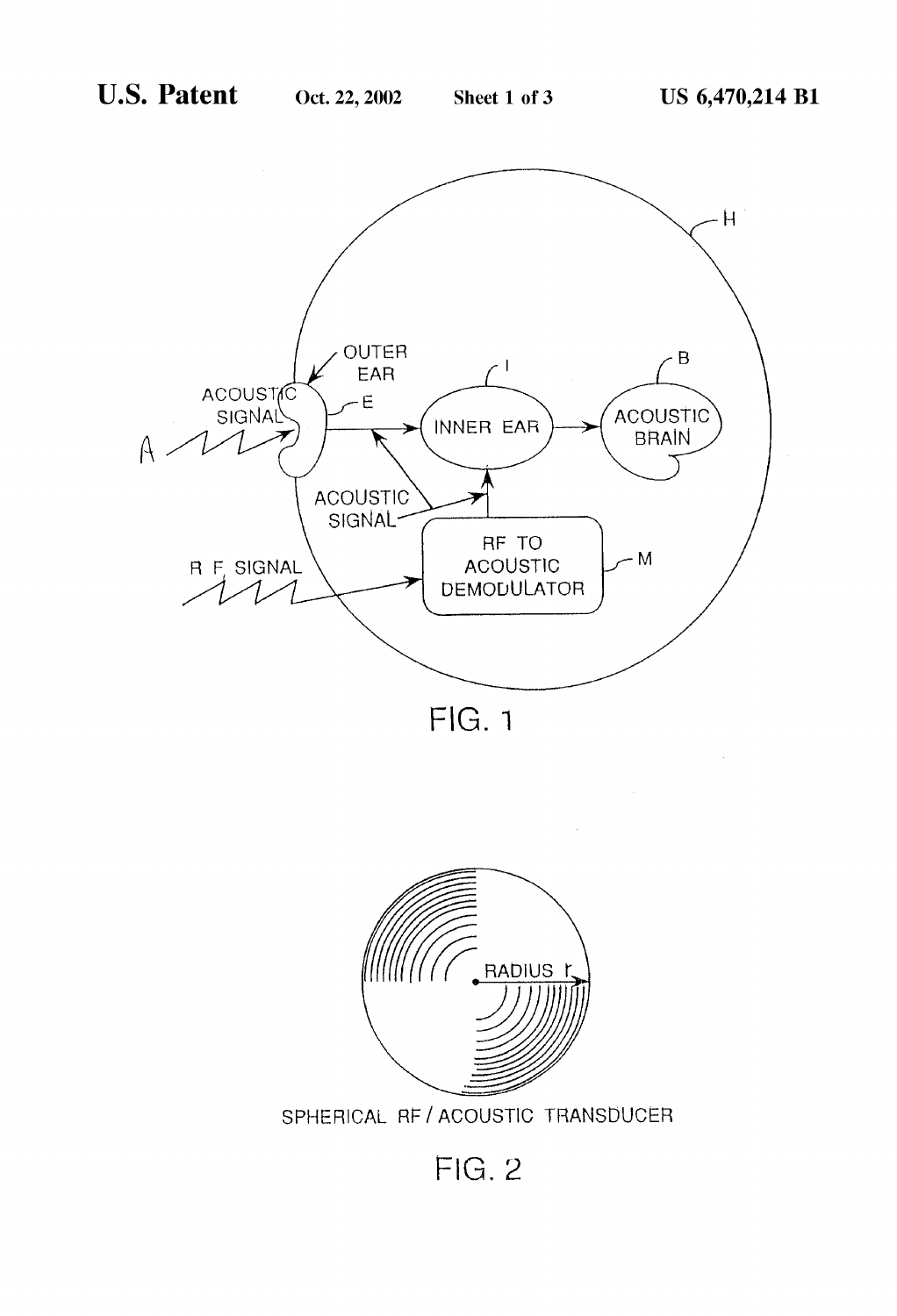FIG. 1

SPHERICAL RF / ACOUSTIC TRANSDUCER

FIG. 2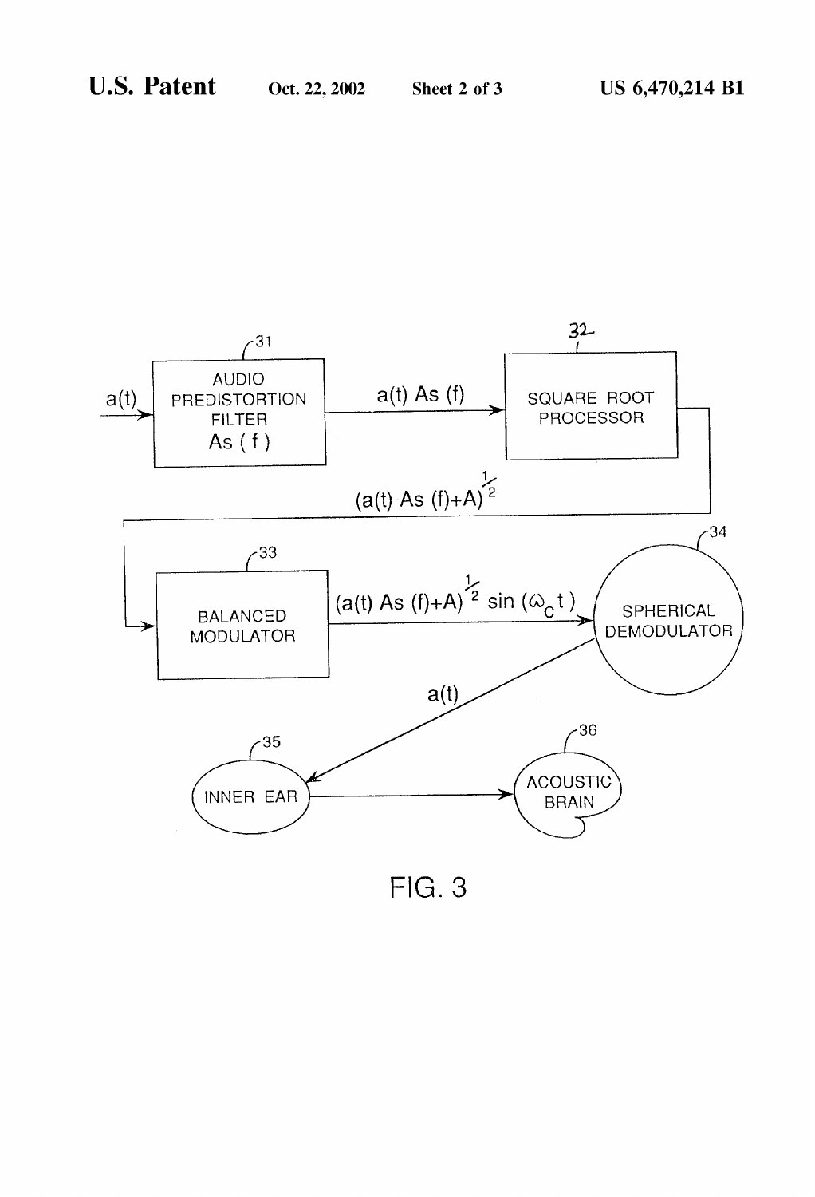a(t)

31

AUDIO PREDISTORTION FILTER $As(f)$

$a(t)\,As(f)$

32

SQUARE ROOT PROCESSOR

$(a(t)\,As(f)+A)^{\frac{1}{2}}$

33

BALANCED MODULATOR

$(a(t)\,As(f)+A)^{\frac{1}{2}}\sin(\omega_c t)$

34

SPHERICAL DEMODULATOR

a(t)

35

INNER EAR

36

ACOUSTIC BRAIN

FIG. 3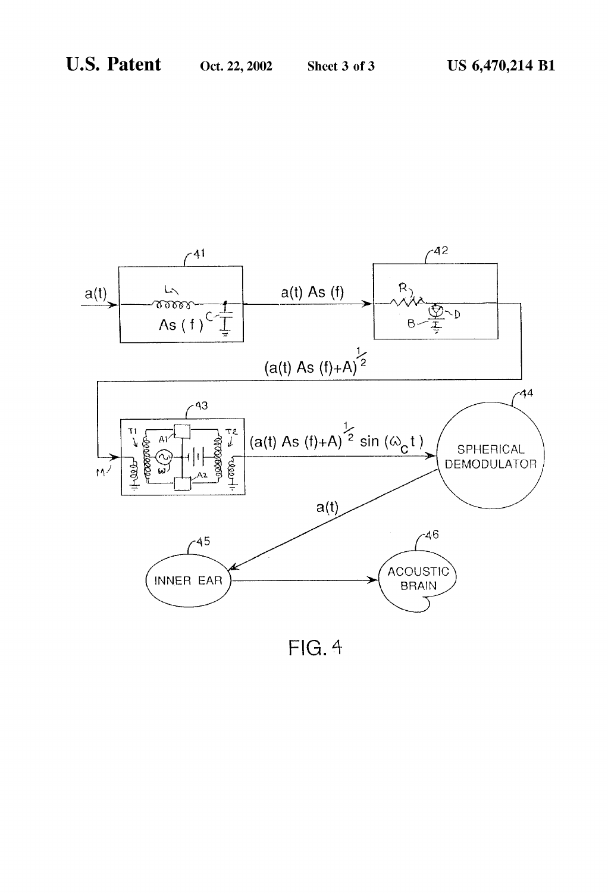a(t)

41

As (f)

a(t) As (f)

42

$(a(t)\, As\, (f)+A)^{\frac{1}{2}}$

43

$(a(t)\, As\, (f)+A)^{\frac{1}{2}} \sin(\omega_c t)$

44

SPHERICAL DEMODULATOR

a(t)

45

INNER EAR

46

ACOUSTIC BRAIN

FIG. 4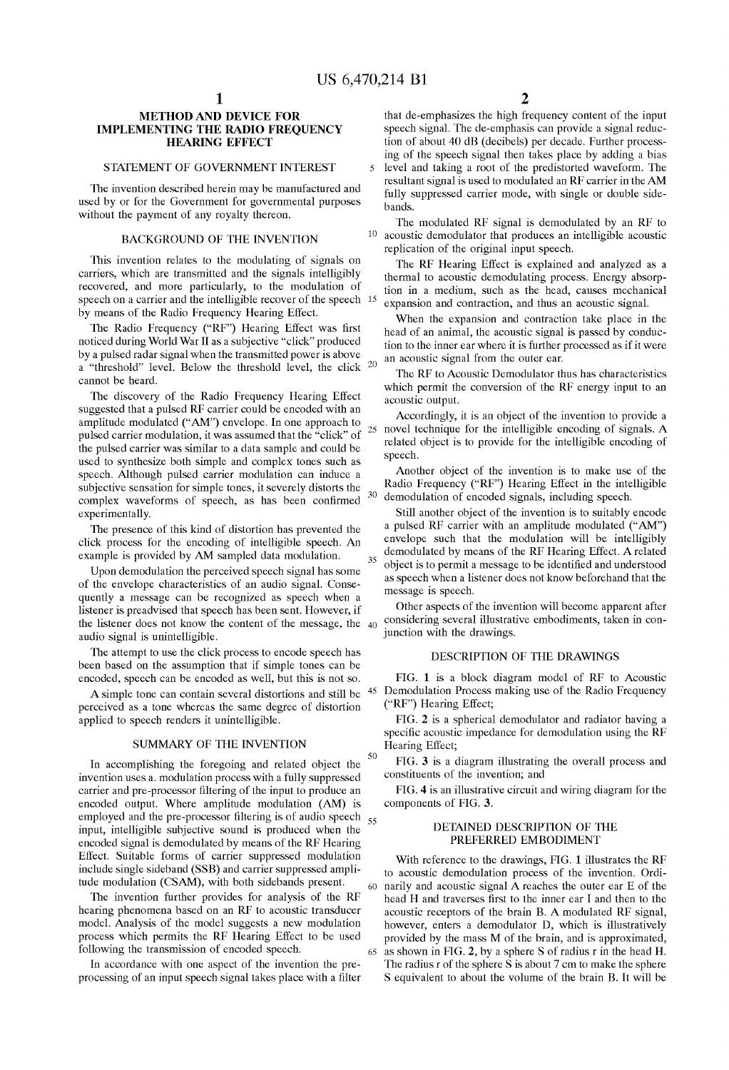# METHOD AND DEVICE FOR IMPLEMENTING THE RADIO FREQUENCY HEARING EFFECT

## STATEMENT OF GOVERNMENT INTEREST

The invention described herein may be manufactured and used by or for the Government for governmental purposes without the payment of any royalty thereon.

## BACKGROUND OF THE INVENTION

This invention relates to the modulating of signals on carriers, which are transmitted and the signals intelligibly recovered, and more particularly, to the modulation of speech on a carrier and the intelligible recover of the speech by means of the Radio Frequency Hearing Effect.

The Radio Frequency ("RF") Hearing Effect was first noticed during World War II as a subjective "click" produced by a pulsed radar signal when the transmitted power is above a "threshold" level. Below the threshold level, the click cannot be heard.

The discovery of the Radio Frequency Hearing Effect suggested that a pulsed RF carrier could be encoded with an amplitude modulated ("AM") envelope. In one approach to pulsed carrier modulation, it was assumed that the "click" of the pulsed carrier was similar to a data sample and could be used to synthesize both simple and complex tones such as speech. Although pulsed carrier modulation can induce a subjective sensation for simple tones, it severely distorts the complex waveforms of speech, as has been confirmed experimentally.

The presence of this kind of distortion has prevented the click process for the encoding of intelligible speech. An example is provided by AM sampled data modulation.

Upon demodulation the perceived speech signal has some of the envelope characteristics of an audio signal. Consequently a message can be recognized as speech when a listener is preadvised that speech has been sent. However, if the listener does not know the content of the message, the audio signal is unintelligible.

The attempt to use the click process to encode speech has been based on the assumption that if simple tones can be encoded, speech can be encoded as well, but this is not so.

A simple tone can contain several distortions and still be perceived as a tone whereas the same degree of distortion applied to speech renders it unintelligible.

## SUMMARY OF THE INVENTION

In accomplishing the foregoing and related object the invention uses a. modulation process with a fully suppressed carrier and pre-processor filtering of the input to produce an encoded output. Where amplitude modulation (AM) is employed and the pre-processor filtering is of audio speech input, intelligible subjective sound is produced when the encoded signal is demodulated by means of the RF Hearing Effect. Suitable forms of carrier suppressed modulation include single sideband (SSB) and carrier suppressed amplitude modulation (CSAM), with both sidebands present.

The invention further provides for analysis of the RF hearing phenomena based on an RF to acoustic transducer model. Analysis of the model suggests a new modulation process which permits the RF Hearing Effect to be used following the transmission of encoded speech.

In accordance with one aspect of the invention the pre-processing of an input speech signal takes place with a filter that de-emphasizes the high frequency content of the input speech signal. The de-emphasis can provide a signal reduction of about 40 dB (decibels) per decade. Further processing of the speech signal then takes place by adding a bias level and taking a root of the predistorted waveform. The resultant signal is used to modulated an RF carrier in the AM fully suppressed carrier mode, with single or double sidebands.

The modulated RF signal is demodulated by an RF to acoustic demodulator that produces an intelligible acoustic replication of the original input speech.

The RF Hearing Effect is explained and analyzed as a thermal to acoustic demodulating process. Energy absorption in a medium, such as the head, causes mechanical expansion and contraction, and thus an acoustic signal.

When the expansion and contraction take place in the head of an animal, the acoustic signal is passed by conduction to the inner ear where it is further processed as if it were an acoustic signal from the outer ear.

The RF to Acoustic Demodulator thus has characteristics which permit the conversion of the RF energy input to an acoustic output.

Accordingly, it is an object of the invention to provide a novel technique for the intelligible encoding of signals. A related object is to provide for the intelligible encoding of speech.

Another object of the invention is to make use of the Radio Frequency ("RF") Hearing Effect in the intelligible demodulation of encoded signals, including speech.

Still another object of the invention is to suitably encode a pulsed RF carrier with an amplitude modulated ("AM") envelope such that the modulation will be intelligibly demodulated by means of the RF Hearing Effect. A related object is to permit a message to be identified and understood as speech when a listener does not know beforehand that the message is speech.

Other aspects of the invention will become apparent after considering several illustrative embodiments, taken in conjunction with the drawings.

## DESCRIPTION OF THE DRAWINGS

FIG. 1 is a block diagram model of RF to Acoustic Demodulation Process making use of the Radio Frequency ("RF") Hearing Effect;

FIG. 2 is a spherical demodulator and radiator having a specific acoustic impedance for demodulation using the RF Hearing Effect;

FIG. 3 is a diagram illustrating the overall process and constituents of the invention; and

FIG. 4 is an illustrative circuit and wiring diagram for the components of FIG. 3.

## DETAILED DESCRIPTION OF THE PREFERRED EMBODIMENT

With reference to the drawings, FIG. 1 illustrates the RF to acoustic demodulation process of the invention. Ordinarily and acoustic signal A reaches the outer ear E of the head H and traverses first to the inner ear I and then to the acoustic receptors of the brain B. A modulated RF signal, however, enters a demodulator D, which is illustratively provided by the mass M of the brain, and is approximated, as shown in FIG. 2, by a sphere S of radius r in the head H. The radius r of the sphere S is about 7 cm to make the sphere S equivalent to about the volume of the brain B. It will be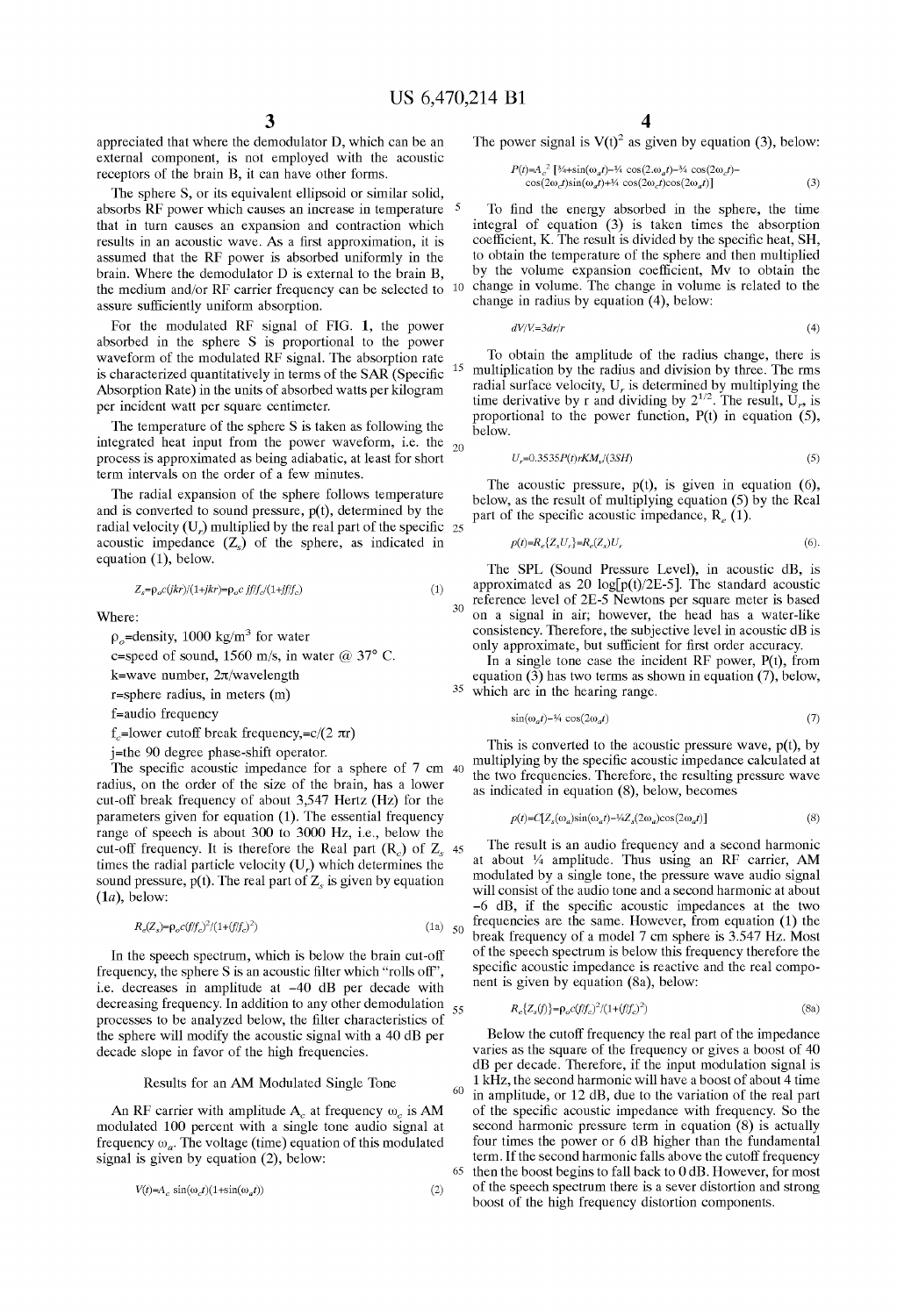appreciated that where the demodulator D, which can be an external component, is not employed with the acoustic receptors of the brain B, it can have other forms.

The sphere S, or its equivalent ellipsoid or similar solid, absorbs RF power which causes an increase in temperature that in turn causes an expansion and contraction which results in an acoustic wave. As a first approximation, it is assumed that the RF power is absorbed uniformly in the brain. Where the demodulator D is external to the brain B, the medium and/or RF carrier frequency can be selected to assure sufficiently uniform absorption.

For the modulated RF signal of FIG. 1, the power absorbed in the sphere S is proportional to the power waveform of the modulated RF signal. The absorption rate is characterized quantitatively in terms of the SAR (Specific Absorption Rate) in the units of absorbed watts per kilogram per incident watt per square centimeter.

The temperature of the sphere S is taken as following the integrated heat input from the power waveform, i.e. the process is approximated as being adiabatic, at least for short term intervals on the order of a few minutes.

The radial expansion of the sphere follows temperature and is converted to sound pressure, p(t), determined by the radial velocity ($U_r$) multiplied by the real part of the specific acoustic impedance ($Z_s$) of the sphere, as indicated in equation (1), below.

$$Z_s=\rho_o c(jkr)/(1+jkr)=\rho_o c\, jf/f_c/(1+jf/f_c) \tag{1}$$

Where:

$\rho_o$=density, 1000 kg/m$^3$ for water

c=speed of sound, 1560 m/s, in water @ 37° C.

k=wave number, 2π/wavelength

r=sphere radius, in meters (m)

f=audio frequency

$f_c$=lower cutoff break frequency,=c/(2 πr)

j=the 90 degree phase-shift operator.

The specific acoustic impedance for a sphere of 7 cm radius, on the order of the size of the brain, has a lower cut-off break frequency of about 3,547 Hertz (Hz) for the parameters given for equation (1). The essential frequency range of speech is about 300 to 3000 Hz, i.e., below the cut-off frequency. It is therefore the Real part ($R_e$) of $Z_s$ times the radial particle velocity ($U_r$) which determines the sound pressure, p(t). The real part of $Z_s$ is given by equation (1*a*), below:

$$R_e(Z_s)=\rho_o c(f/f_c)^2/(1+(f/f_c)^2) \tag{1a}$$

In the speech spectrum, which is below the brain cut-off frequency, the sphere S is an acoustic filter which "rolls off", i.e. decreases in amplitude at −40 dB per decade with decreasing frequency. In addition to any other demodulation processes to be analyzed below, the filter characteristics of the sphere will modify the acoustic signal with a 40 dB per decade slope in favor of the high frequencies.

### Results for an AM Modulated Single Tone

An RF carrier with amplitude $A_c$ at frequency $\omega_c$ is AM modulated 100 percent with a single tone audio signal at frequency $\omega_a$. The voltage (time) equation of this modulated signal is given by equation (2), below:

$$V(t)=A_c \sin(\omega_c t)(1+\sin(\omega_a t)) \tag{2}$$

The power signal is $V(t)^2$ as given by equation (3), below:

$$P(t)=A_c^2\,[3/2+\sin(\omega_a t)-1/4\cos(2\omega_a t)-3/4\cos(2\omega_c t)-\cos(2\omega_c t)\sin(\omega_a t)+1/4\cos(2\omega_c t)\cos(2\omega_a t)] \tag{3}$$

To find the energy absorbed in the sphere, the time integral of equation (3) is taken times the absorption coefficient, K. The result is divided by the specific heat, SH, to obtain the temperature of the sphere and then multiplied by the volume expansion coefficient, Mv to obtain the change in volume. The change in volume is related to the change in radius by equation (4), below:

$$dV/V=3dr/r \tag{4}$$

To obtain the amplitude of the radius change, there is multiplication by the radius and division by three. The rms radial surface velocity, $U_r$ is determined by multiplying the time derivative by r and dividing by $2^{1/2}$. The result, $U_r$, is proportional to the power function, P(t) in equation (5), below.

$$U_r=0.3535P(t)rKM_v/(3SH) \tag{5}$$

The acoustic pressure, p(t), is given in equation (6), below, as the result of multiplying equation (5) by the Real part of the specific acoustic impedance, $R_e$ (1).

$$p(t)=R_e\{Z_sU_r\}=R_e(Z_s)U_r \tag{6}$$

The SPL (Sound Pressure Level), in acoustic dB, is approximated as 20 log[p(t)/2E-5]. The standard acoustic reference level of 2E-5 Newtons per square meter is based on a signal in air; however, the head has a water-like consistency. Therefore, the subjective level in acoustic dB is only approximate, but sufficient for first order accuracy.

In a single tone case the incident RF power, P(t), from equation (3) has two terms as shown in equation (7), below, which are in the hearing range.

$$\sin(\omega_a t)-1/4\cos(2\omega_a t) \tag{7}$$

This is converted to the acoustic pressure wave, p(t), by multiplying by the specific acoustic impedance calculated at the two frequencies. Therefore, the resulting pressure wave as indicated in equation (8), below, becomes

$$p(t)=C[Z_s(\omega_a)\sin(\omega_a t)-1/4Z_s(2\omega_a)\cos(2\omega_a t)] \tag{8}$$

The result is an audio frequency and a second harmonic at about 1/4 amplitude. Thus using an RF carrier, AM modulated by a single tone, the pressure wave audio signal will consist of the audio tone and a second harmonic at about −6 dB, if the specific acoustic impedances at the two frequencies are the same. However, from equation (1) the break frequency of a model 7 cm sphere is 3.547 Hz. Most of the speech spectrum is below this frequency therefore the specific acoustic impedance is reactive and the real component is given by equation (8*a*), below:

$$R_e\{Z_s(f)\}=\rho_o c(f/f_c)^2/(1+(f/f_c)^2) \tag{8a}$$

Below the cutoff frequency the real part of the impedance varies as the square of the frequency or gives a boost of 40 dB per decade. Therefore, if the input modulation signal is 1 kHz, the second harmonic will have a boost of about 4 time in amplitude, or 12 dB, due to the variation of the real part of the specific acoustic impedance with frequency. So the second harmonic pressure term in equation (8) is actually four times the power or 6 dB higher than the fundamental term. If the second harmonic falls above the cutoff frequency then the boost begins to fall back to 0 dB. However, for most of the speech spectrum there is a sever distortion and strong boost of the high frequency distortion components.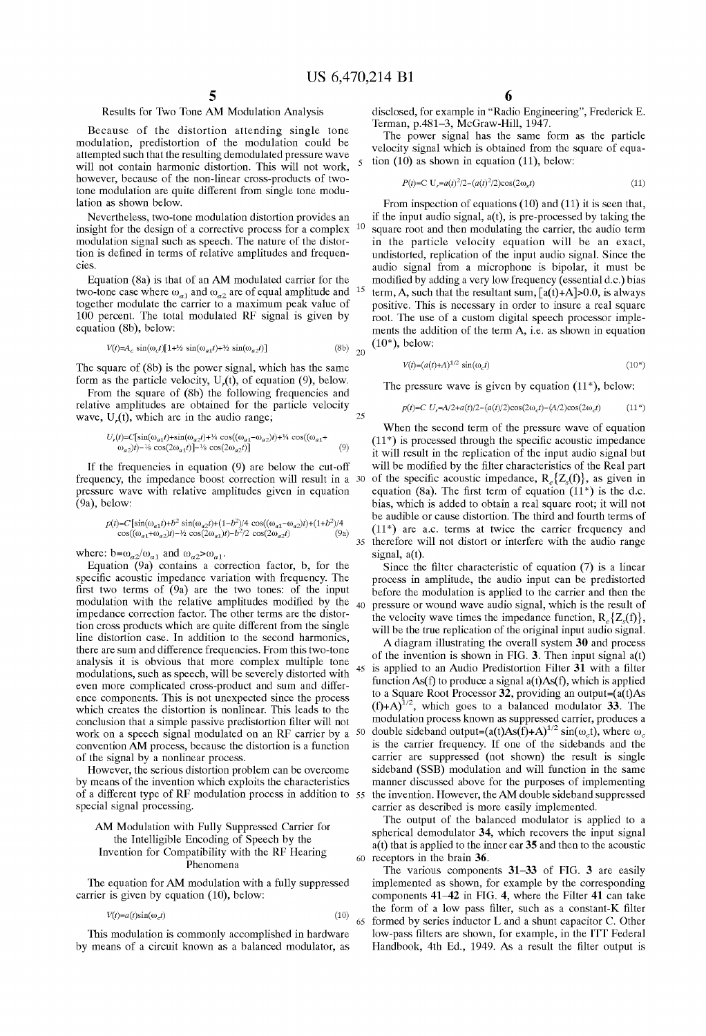### Results for Two Tone AM Modulation Analysis

Because of the distortion attending single tone modulation, predistortion of the modulation could be attempted such that the resulting demodulated pressure wave will not contain harmonic distortion. This will not work, however, because of the non-linear cross-products of two-tone modulation are quite different from single tone modulation as shown below.

Nevertheless, two-tone modulation distortion provides an insight for the design of a corrective process for a complex modulation signal such as speech. The nature of the distortion is defined in terms of relative amplitudes and frequencies.

Equation (8a) is that of an AM modulated carrier for the two-tone case where $\omega_{a1}$ and $\omega_{a2}$ are of equal amplitude and together modulate the carrier to a maximum peak value of 100 percent. The total modulated RF signal is given by equation (8b), below:

$$V(t)=A_c \sin(\omega_c t)[1+\tfrac{1}{2} \sin(\omega_{a1} t)+\tfrac{1}{2} \sin(\omega_{a2} t)] \tag{8b}$$

The square of (8b) is the power signal, which has the same form as the particle velocity, $U_r(t)$, of equation (9), below.

From the square of (8b) the following frequencies and relative amplitudes are obtained for the particle velocity wave, $U_r(t)$, which are in the audio range;

$$U_r(t)=C[\sin(\omega_{a1}t)+\sin(\omega_{a2}t)+\tfrac{1}{4} \cos((\omega_{a1}-\omega_{a2})t)+\tfrac{1}{4} \cos((\omega_{a1}+\omega_{a2})t)-\tfrac{1}{8} \cos(2\omega_{a1}t)]-\tfrac{1}{8} \cos(2\omega_{a2}t)] \tag{9}$$

If the frequencies in equation (9) are below the cut-off frequency, the impedance boost correction will result in a pressure wave with relative amplitudes given in equation (9a), below:

$$p(t)=C'[\sin(\omega_{a1}t)+b^2 \sin(\omega_{a2}t)+(1-b^2)/4 \cos((\omega_{a1}-\omega_{a2})t)+(1+b^2)/4 \cos((\omega_{a1}+\omega_{a2})t)-\tfrac{1}{2} \cos(2\omega_{a1})t)-b^2/2 \cos(2\omega_{a2}t) \tag{9a}$$

where: $b=\omega_{a2}/\omega_{a1}$ and $\omega_{a2}>\omega_{a1}$.

Equation (9a) contains a correction factor, b, for the specific acoustic impedance variation with frequency. The first two terms of (9a) are the two tones: of the input modulation with the relative amplitudes modified by the impedance correction factor. The other terms are the distortion cross products which are quite different from the single line distortion case. In addition to the second harmonics, there are sum and difference frequencies. From this two-tone analysis it is obvious that more complex multiple tone modulations, such as speech, will be severely distorted with even more complicated cross-product and sum and difference components. This is not unexpected since the process which creates the distortion is nonlinear. This leads to the conclusion that a simple passive predistortion filter will not work on a speech signal modulated on an RF carrier by a convention AM process, because the distortion is a function of the signal by a nonlinear process.

However, the serious distortion problem can be overcome by means of the invention which exploits the characteristics of a different type of RF modulation process in addition to special signal processing.

### AM Modulation with Fully Suppressed Carrier for the Intelligible Encoding of Speech by the Invention for Compatibility with the RF Hearing Phenomena

The equation for AM modulation with a fully suppressed carrier is given by equation (10), below:

$$V(t)=a(t)\sin(\omega_c t) \tag{10}$$

This modulation is commonly accomplished in hardware by means of a circuit known as a balanced modulator, as disclosed, for example in "Radio Engineering", Frederick E. Terman, p.481–3, McGraw-Hill, 1947.

The power signal has the same form as the particle velocity signal which is obtained from the square of equation (10) as shown in equation (11), below:

$$P(t)=C\ U_r=a(t)^2/2-(a(t)^2/2)\cos(2\omega_c t) \tag{11}$$

From inspection of equations (10) and (11) it is seen that, if the input audio signal, a(t), is pre-processed by taking the square root and then modulating the carrier, the audio term in the particle velocity equation will be an exact, undistorted, replication of the input audio signal. Since the audio signal from a microphone is bipolar, it must be modified by adding a very low frequency (essential d.c.) bias term, A, such that the resultant sum, $[a(t)+A]>0.0$, is always positive. This is necessary in order to insure a real square root. The use of a custom digital speech processor implements the addition of the term A, i.e. as shown in equation (10*), below:

$$V(t)=(a(t)+A)^{1/2} \sin(\omega_c t) \tag{10*}$$

The pressure wave is given by equation (11*), below:

$$p(t)=C\ U_r=A/2+a(t)/2-(a(t)/2)\cos(2\omega_c t)-(A/2)\cos(2\omega_c t) \tag{11*}$$

When the second term of the pressure wave of equation (11*) is processed through the specific acoustic impedance it will result in the replication of the input audio signal but will be modified by the filter characteristics of the Real part of the specific acoustic impedance, $R_e\{Z_s(f)\}$, as given in equation (8a). The first term of equation (11*) is the d.c. bias, which is added to obtain a real square root; it will not be audible or cause distortion. The third and fourth terms of (11*) are a.c. terms at twice the carrier frequency and therefore will not distort or interfere with the audio range signal, a(t).

Since the filter characteristic of equation (7) is a linear process in amplitude, the audio input can be predistorted before the modulation is applied to the carrier and then the pressure or wound wave audio signal, which is the result of the velocity wave times the impedance function, $R_e\{Z_s(f)\}$, will be the true replication of the original input audio signal.

A diagram illustrating the overall system **30** and process of the invention is shown in FIG. **3**. Then input signal a(t) is applied to an Audio Predistortion Filter **31** with a filter function As(f) to produce a signal a(t)As(f), which is applied to a Square Root Processor **32**, providing an output=$(a(t)As(f)+A)^{1/2}$, which goes to a balanced modulator **33**. The modulation process known as suppressed carrier, produces a double sideband output=$(a(t)As(f)+A)^{1/2} \sin(\omega_c t)$, where $\omega_c$ is the carrier frequency. If one of the sidebands and the carrier are suppressed (not shown) the result is single sideband (SSB) modulation and will function in the same manner discussed above for the purposes of implementing the invention. However, the AM double sideband suppressed carrier as described is more easily implemented.

The output of the balanced modulator is applied to a spherical demodulator **34**, which recovers the input signal a(t) that is applied to the inner ear **35** and then to the acoustic receptors in the brain **36**.

The various components **31–33** of FIG. **3** are easily implemented as shown, for example by the corresponding components **41–42** in FIG. **4**, where the Filter **41** can take the form of a low pass filter, such as a constant-K filter formed by series inductor L and a shunt capacitor C. Other low-pass filters are shown, for example, in the ITT Federal Handbook, 4th Ed., 1949. As a result the filter output is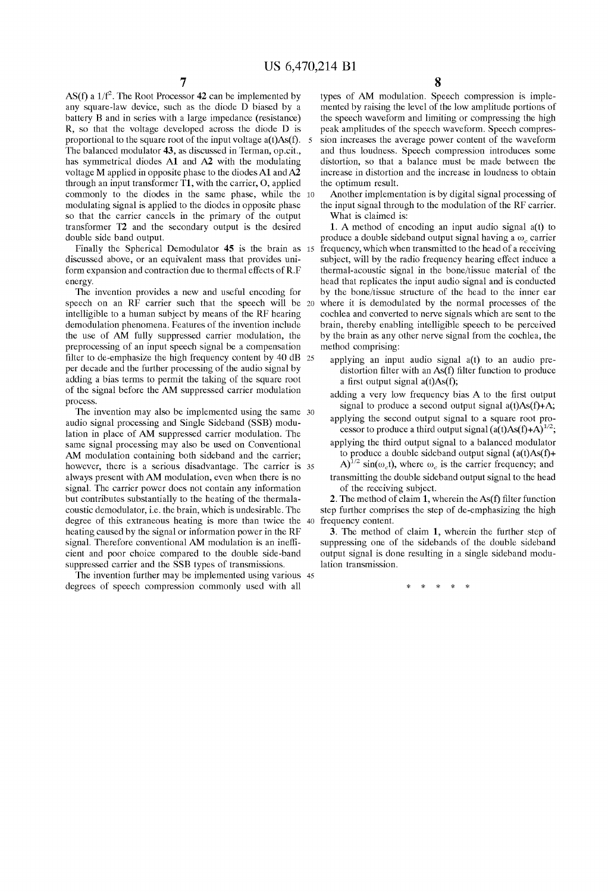$AS(f)$ a $1/f^2$. The Root Processor **42** can be implemented by any square-law device, such as the diode D biased by a battery B and in series with a large impedance (resistance) R, so that the voltage developed across the diode D is proportional to the square root of the input voltage $a(t)As(f)$. The balanced modulator **43**, as discussed in Terman, op.cit., has symmetrical diodes A1 and A2 with the modulating voltage M applied in opposite phase to the diodes A1 and A2 through an input transformer T1, with the carrier, O, applied commonly to the diodes in the same phase, while the modulating signal is applied to the diodes in opposite phase so that the carrier cancels in the primary of the output transformer T2 and the secondary output is the desired double side band output.

Finally the Spherical Demodulator **45** is the brain as discussed above, or an equivalent mass that provides uniform expansion and contraction due to thermal effects of R.F energy.

The invention provides a new and useful encoding for speech on an RF carrier such that the speech will be intelligible to a human subject by means of the RF hearing demodulation phenomena. Features of the invention include the use of AM fully suppressed carrier modulation, the preprocessing of an input speech signal be a compensation filter to de-emphasize the high frequency content by 40 dB per decade and the further processing of the audio signal by adding a bias terms to permit the taking of the square root of the signal before the AM suppressed carrier modulation process.

The invention may also be implemented using the same audio signal processing and Single Sideband (SSB) modulation in place of AM suppressed carrier modulation. The same signal processing may also be used on Conventional AM modulation containing both sideband and the carrier; however, there is a serious disadvantage. The carrier is always present with AM modulation, even when there is no signal. The carrier power does not contain any information but contributes substantially to the heating of the thermala-coustic demodulator, i.e. the brain, which is undesirable. The degree of this extraneous heating is more than twice the heating caused by the signal or information power in the RF signal. Therefore conventional AM modulation is an inefficient and poor choice compared to the double side-band suppressed carrier and the SSB types of transmissions.

The invention further may be implemented using various degrees of speech compression commonly used with all types of AM modulation. Speech compression is implemented by raising the level of the low amplitude portions of the speech waveform and limiting or compressing the high peak amplitudes of the speech waveform. Speech compression increases the average power content of the waveform and thus loudness. Speech compression introduces some distortion, so that a balance must be made between the increase in distortion and the increase in loudness to obtain the optimum result.

Another implementation is by digital signal processing of the input signal through to the modulation of the RF carrier.

What is claimed is:

1. A method of encoding an input audio signal $a(t)$ to produce a double sideband output signal having a $\omega_c$ carrier frequency, which when transmitted to the head of a receiving subject, will by the radio frequency hearing effect induce a thermal-acoustic signal in the bone/tissue material of the head that replicates the input audio signal and is conducted by the bone/tissue structure of the head to the inner ear where it is demodulated by the normal processes of the cochlea and converted to nerve signals which are sent to the brain, thereby enabling intelligible speech to be perceived by the brain as any other nerve signal from the cochlea, the method comprising:
   - applying an input audio signal $a(t)$ to an audio pre-distortion filter with an $As(f)$ filter function to produce a first output signal $a(t)As(f)$;
   - adding a very low frequency bias A to the first output signal to produce a second output signal $a(t)As(f)+A$;
   - applying the second output signal to a square root processor to produce a third output signal $(a(t)As(f)+A)^{1/2}$;
   - applying the third output signal to a balanced modulator to produce a double sideband output signal $(a(t)As(f)+A)^{1/2}\sin(\omega_c t)$, where $\omega_c$ is the carrier frequency; and
   - transmitting the double sideband output signal to the head of the receiving subject.

2. The method of claim 1, wherein the $As(f)$ filter function step further comprises the step of de-emphasizing the high frequency content.

3. The method of claim 1, wherein the further step of suppressing one of the sidebands of the double sideband output signal is done resulting in a single sideband modulation transmission.

* * * * *